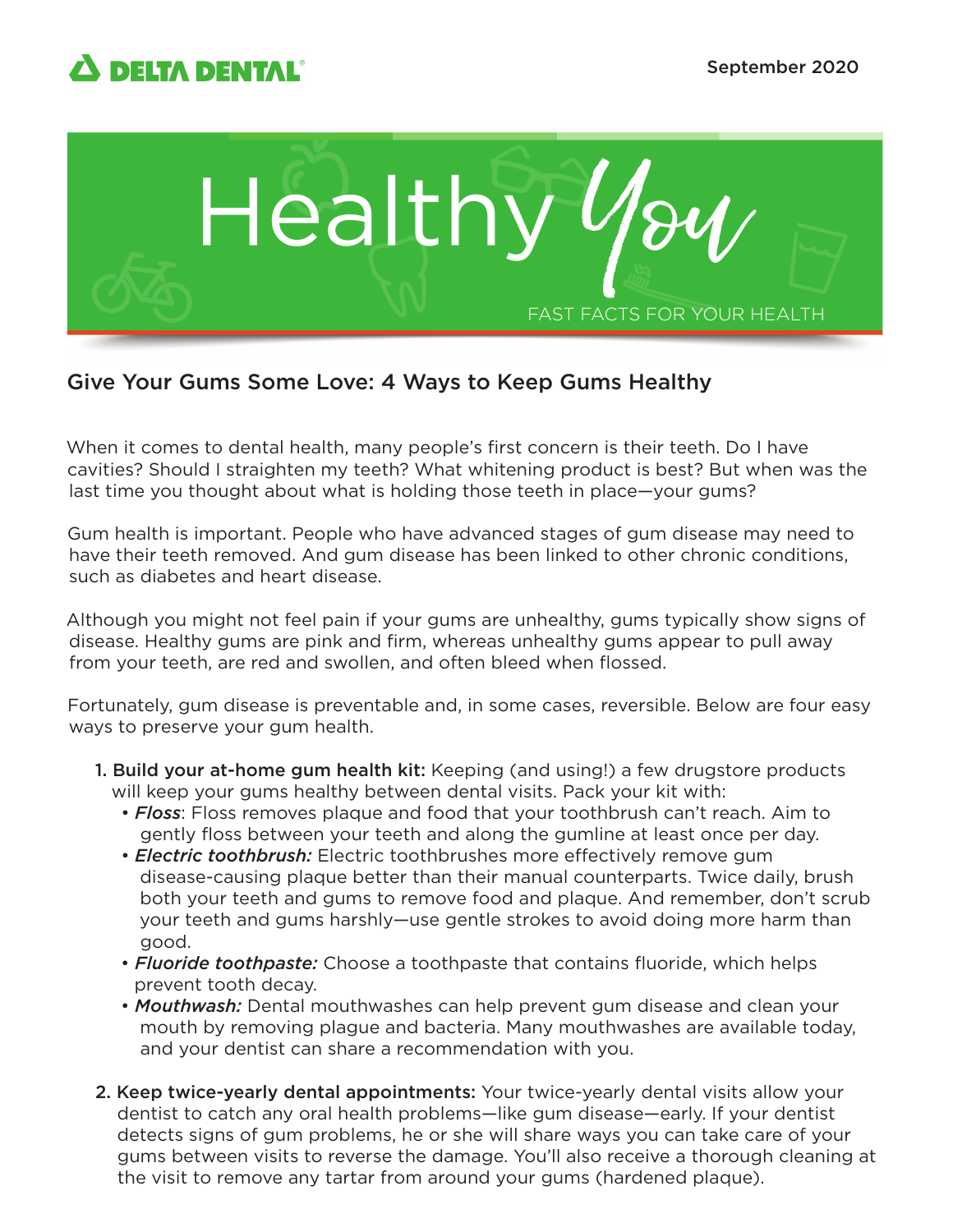DELTA DENTAL

September 2020

# Healthy You

FAST FACTS FOR YOUR HEALTH

## Give Your Gums Some Love: 4 Ways to Keep Gums Healthy

When it comes to dental health, many people's first concern is their teeth. Do I have cavities? Should I straighten my teeth? What whitening product is best? But when was the last time you thought about what is holding those teeth in place—your gums?

Gum health is important. People who have advanced stages of gum disease may need to have their teeth removed. And gum disease has been linked to other chronic conditions, such as diabetes and heart disease.

Although you might not feel pain if your gums are unhealthy, gums typically show signs of disease. Healthy gums are pink and firm, whereas unhealthy gums appear to pull away from your teeth, are red and swollen, and often bleed when flossed.

Fortunately, gum disease is preventable and, in some cases, reversible. Below are four easy ways to preserve your gum health.

1. **Build your at-home gum health kit:** Keeping (and using!) a few drugstore products will keep your gums healthy between dental visits. Pack your kit with:
   - ***Floss***: Floss removes plaque and food that your toothbrush can't reach. Aim to gently floss between your teeth and along the gumline at least once per day.
   - ***Electric toothbrush:*** Electric toothbrushes more effectively remove gum disease-causing plaque better than their manual counterparts. Twice daily, brush both your teeth and gums to remove food and plaque. And remember, don't scrub your teeth and gums harshly—use gentle strokes to avoid doing more harm than good.
   - ***Fluoride toothpaste:*** Choose a toothpaste that contains fluoride, which helps prevent tooth decay.
   - ***Mouthwash:*** Dental mouthwashes can help prevent gum disease and clean your mouth by removing plague and bacteria. Many mouthwashes are available today, and your dentist can share a recommendation with you.

2. **Keep twice-yearly dental appointments:** Your twice-yearly dental visits allow your dentist to catch any oral health problems—like gum disease—early. If your dentist detects signs of gum problems, he or she will share ways you can take care of your gums between visits to reverse the damage. You'll also receive a thorough cleaning at the visit to remove any tartar from around your gums (hardened plaque).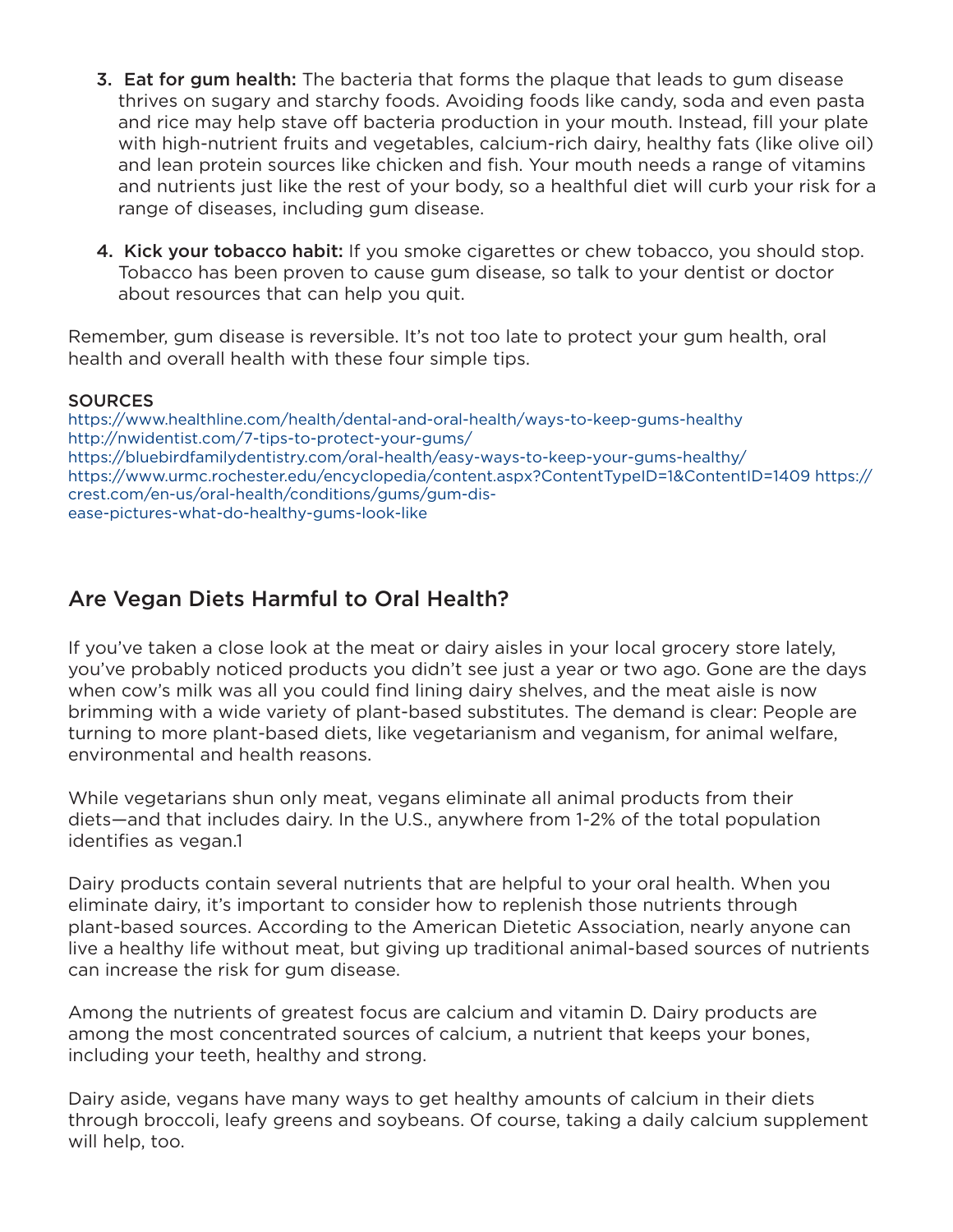3. **Eat for gum health:** The bacteria that forms the plaque that leads to gum disease thrives on sugary and starchy foods. Avoiding foods like candy, soda and even pasta and rice may help stave off bacteria production in your mouth. Instead, fill your plate with high-nutrient fruits and vegetables, calcium-rich dairy, healthy fats (like olive oil) and lean protein sources like chicken and fish. Your mouth needs a range of vitamins and nutrients just like the rest of your body, so a healthful diet will curb your risk for a range of diseases, including gum disease.

4. **Kick your tobacco habit:** If you smoke cigarettes or chew tobacco, you should stop. Tobacco has been proven to cause gum disease, so talk to your dentist or doctor about resources that can help you quit.

Remember, gum disease is reversible. It's not too late to protect your gum health, oral health and overall health with these four simple tips.

**SOURCES**
https://www.healthline.com/health/dental-and-oral-health/ways-to-keep-gums-healthy
http://nwidentist.com/7-tips-to-protect-your-gums/
https://bluebirdfamilydentistry.com/oral-health/easy-ways-to-keep-your-gums-healthy/
https://www.urmc.rochester.edu/encyclopedia/content.aspx?ContentTypeID=1&ContentID=1409 https://crest.com/en-us/oral-health/conditions/gums/gum-disease-pictures-what-do-healthy-gums-look-like

## Are Vegan Diets Harmful to Oral Health?

If you've taken a close look at the meat or dairy aisles in your local grocery store lately, you've probably noticed products you didn't see just a year or two ago. Gone are the days when cow's milk was all you could find lining dairy shelves, and the meat aisle is now brimming with a wide variety of plant-based substitutes. The demand is clear: People are turning to more plant-based diets, like vegetarianism and veganism, for animal welfare, environmental and health reasons.

While vegetarians shun only meat, vegans eliminate all animal products from their diets—and that includes dairy. In the U.S., anywhere from 1-2% of the total population identifies as vegan.[1]

Dairy products contain several nutrients that are helpful to your oral health. When you eliminate dairy, it's important to consider how to replenish those nutrients through plant-based sources. According to the American Dietetic Association, nearly anyone can live a healthy life without meat, but giving up traditional animal-based sources of nutrients can increase the risk for gum disease.

Among the nutrients of greatest focus are calcium and vitamin D. Dairy products are among the most concentrated sources of calcium, a nutrient that keeps your bones, including your teeth, healthy and strong.

Dairy aside, vegans have many ways to get healthy amounts of calcium in their diets through broccoli, leafy greens and soybeans. Of course, taking a daily calcium supplement will help, too.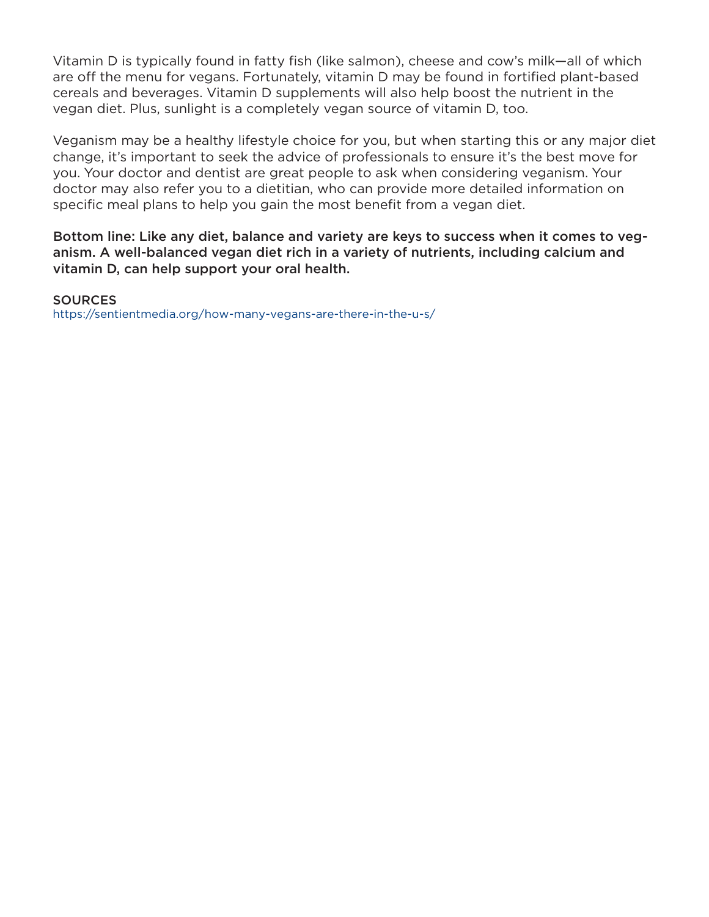Vitamin D is typically found in fatty fish (like salmon), cheese and cow's milk—all of which are off the menu for vegans. Fortunately, vitamin D may be found in fortified plant-based cereals and beverages. Vitamin D supplements will also help boost the nutrient in the vegan diet. Plus, sunlight is a completely vegan source of vitamin D, too.

Veganism may be a healthy lifestyle choice for you, but when starting this or any major diet change, it's important to seek the advice of professionals to ensure it's the best move for you. Your doctor and dentist are great people to ask when considering veganism. Your doctor may also refer you to a dietitian, who can provide more detailed information on specific meal plans to help you gain the most benefit from a vegan diet.

**Bottom line: Like any diet, balance and variety are keys to success when it comes to veganism. A well-balanced vegan diet rich in a variety of nutrients, including calcium and vitamin D, can help support your oral health.**

SOURCES

https://sentientmedia.org/how-many-vegans-are-there-in-the-u-s/